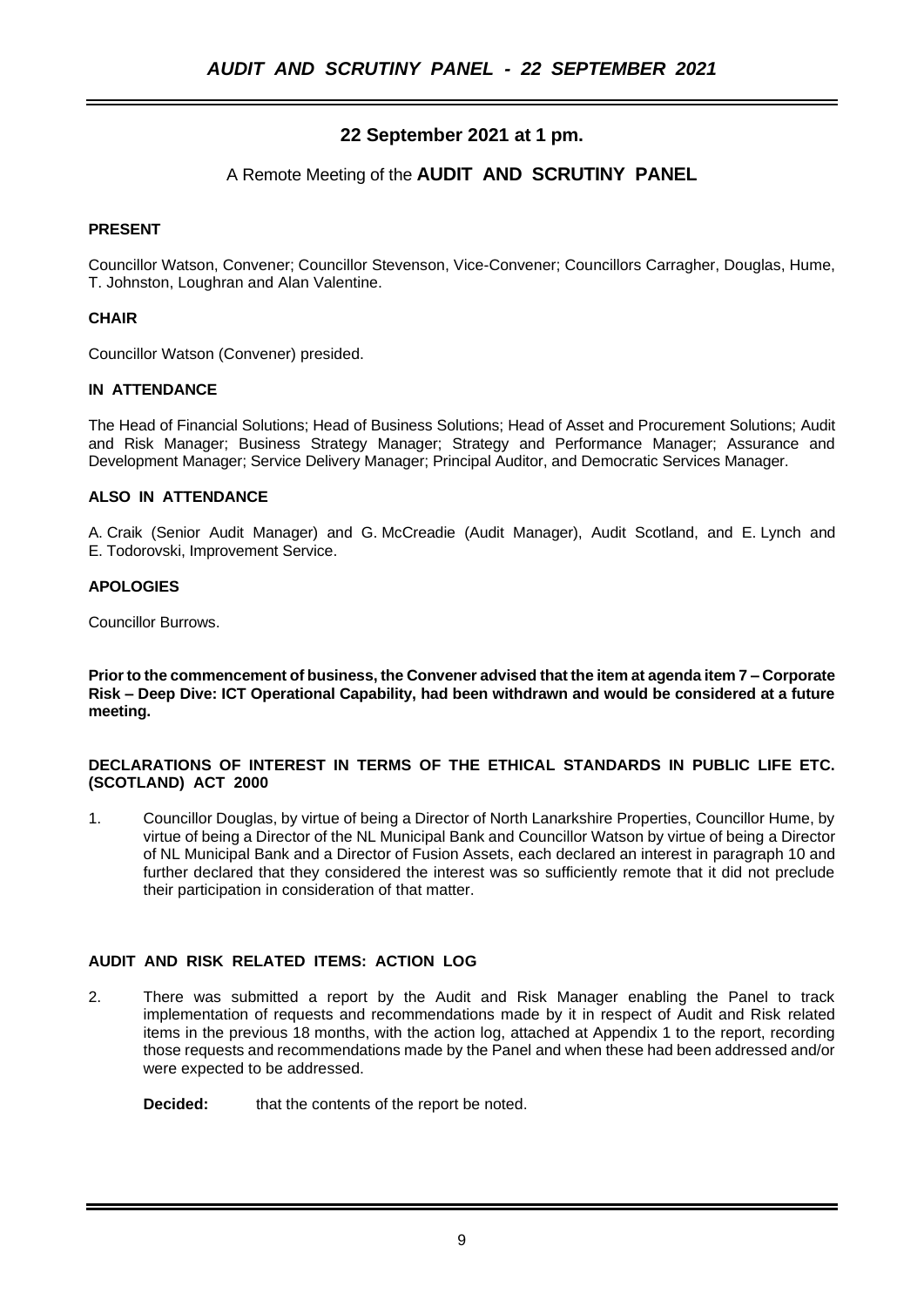## 22 September 2021 at 1 pm.

A Remote Meeting of the **AUDIT AND SCRUTINY PANEL**

**PRESENT**

Councillor Watson, Convener; Councillor Stevenson, Vice-Convener; Councillors Carragher, Douglas, Hume, T. Johnston, Loughran and Alan Valentine.

**CHAIR**

Councillor Watson (Convener) presided.

**IN ATTENDANCE**

The Head of Financial Solutions; Head of Business Solutions; Head of Asset and Procurement Solutions; Audit and Risk Manager; Business Strategy Manager; Strategy and Performance Manager; Assurance and Development Manager; Service Delivery Manager; Principal Auditor, and Democratic Services Manager.

**ALSO IN ATTENDANCE**

A. Craik (Senior Audit Manager) and G. McCreadie (Audit Manager), Audit Scotland, and E. Lynch and E. Todorovski, Improvement Service.

**APOLOGIES**

Councillor Burrows.

**Prior to the commencement of business, the Convener advised that the item at agenda item 7 – Corporate Risk – Deep Dive: ICT Operational Capability, had been withdrawn and would be considered at a future meeting.**

**DECLARATIONS OF INTEREST IN TERMS OF THE ETHICAL STANDARDS IN PUBLIC LIFE ETC. (SCOTLAND) ACT 2000**

1. Councillor Douglas, by virtue of being a Director of North Lanarkshire Properties, Councillor Hume, by virtue of being a Director of the NL Municipal Bank and Councillor Watson by virtue of being a Director of NL Municipal Bank and a Director of Fusion Assets, each declared an interest in paragraph 10 and further declared that they considered the interest was so sufficiently remote that it did not preclude their participation in consideration of that matter.

**AUDIT AND RISK RELATED ITEMS: ACTION LOG**

2. There was submitted a report by the Audit and Risk Manager enabling the Panel to track implementation of requests and recommendations made by it in respect of Audit and Risk related items in the previous 18 months, with the action log, attached at Appendix 1 to the report, recording those requests and recommendations made by the Panel and when these had been addressed and/or were expected to be addressed.

   **Decided:** that the contents of the report be noted.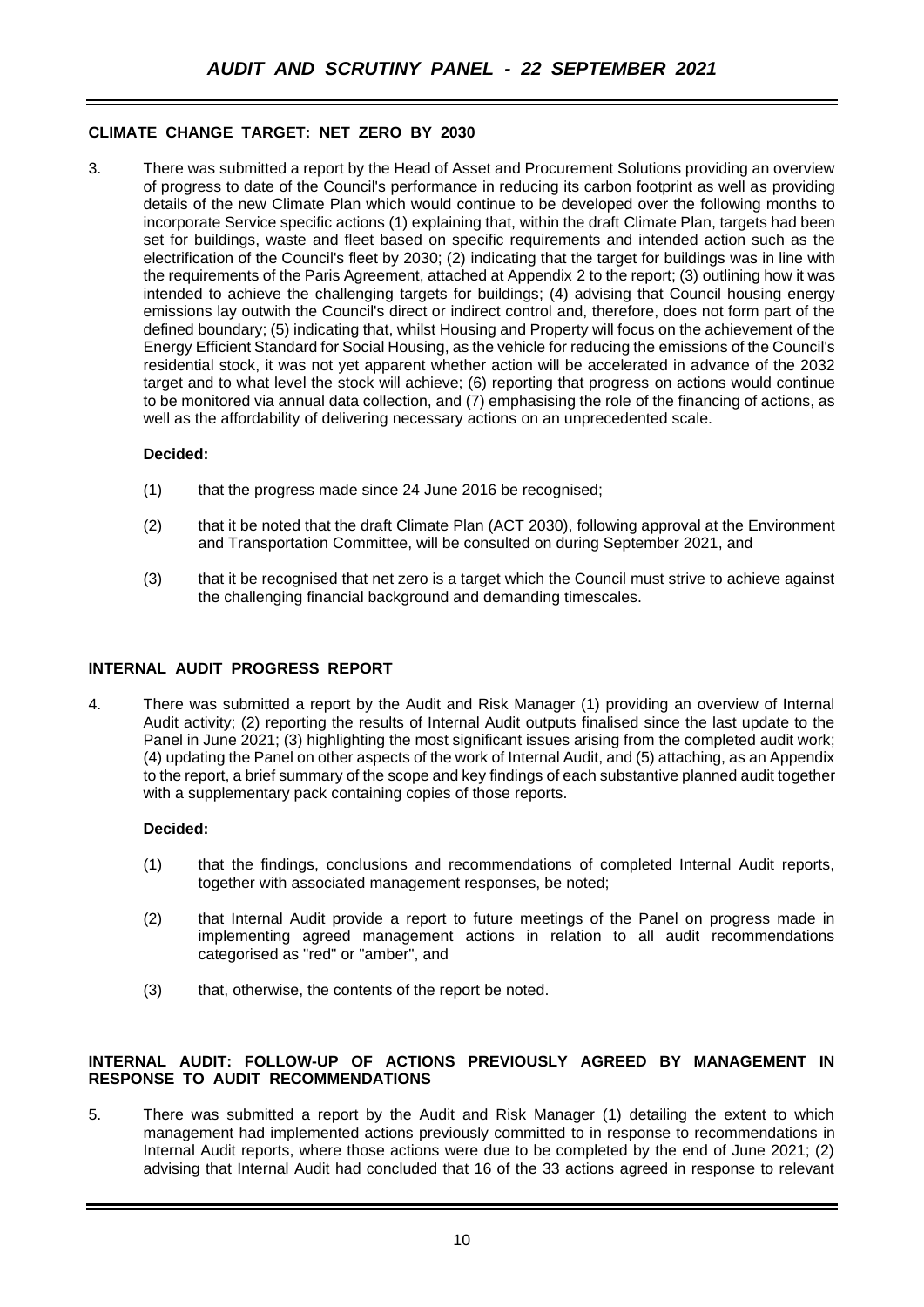### CLIMATE CHANGE TARGET: NET ZERO BY 2030

3. There was submitted a report by the Head of Asset and Procurement Solutions providing an overview of progress to date of the Council's performance in reducing its carbon footprint as well as providing details of the new Climate Plan which would continue to be developed over the following months to incorporate Service specific actions (1) explaining that, within the draft Climate Plan, targets had been set for buildings, waste and fleet based on specific requirements and intended action such as the electrification of the Council's fleet by 2030; (2) indicating that the target for buildings was in line with the requirements of the Paris Agreement, attached at Appendix 2 to the report; (3) outlining how it was intended to achieve the challenging targets for buildings; (4) advising that Council housing energy emissions lay outwith the Council's direct or indirect control and, therefore, does not form part of the defined boundary; (5) indicating that, whilst Housing and Property will focus on the achievement of the Energy Efficient Standard for Social Housing, as the vehicle for reducing the emissions of the Council's residential stock, it was not yet apparent whether action will be accelerated in advance of the 2032 target and to what level the stock will achieve; (6) reporting that progress on actions would continue to be monitored via annual data collection, and (7) emphasising the role of the financing of actions, as well as the affordability of delivering necessary actions on an unprecedented scale.

**Decided:**

(1) that the progress made since 24 June 2016 be recognised;

(2) that it be noted that the draft Climate Plan (ACT 2030), following approval at the Environment and Transportation Committee, will be consulted on during September 2021, and

(3) that it be recognised that net zero is a target which the Council must strive to achieve against the challenging financial background and demanding timescales.

### INTERNAL AUDIT PROGRESS REPORT

4. There was submitted a report by the Audit and Risk Manager (1) providing an overview of Internal Audit activity; (2) reporting the results of Internal Audit outputs finalised since the last update to the Panel in June 2021; (3) highlighting the most significant issues arising from the completed audit work; (4) updating the Panel on other aspects of the work of Internal Audit, and (5) attaching, as an Appendix to the report, a brief summary of the scope and key findings of each substantive planned audit together with a supplementary pack containing copies of those reports.

**Decided:**

(1) that the findings, conclusions and recommendations of completed Internal Audit reports, together with associated management responses, be noted;

(2) that Internal Audit provide a report to future meetings of the Panel on progress made in implementing agreed management actions in relation to all audit recommendations categorised as "red" or "amber", and

(3) that, otherwise, the contents of the report be noted.

### INTERNAL AUDIT: FOLLOW-UP OF ACTIONS PREVIOUSLY AGREED BY MANAGEMENT IN RESPONSE TO AUDIT RECOMMENDATIONS

5. There was submitted a report by the Audit and Risk Manager (1) detailing the extent to which management had implemented actions previously committed to in response to recommendations in Internal Audit reports, where those actions were due to be completed by the end of June 2021; (2) advising that Internal Audit had concluded that 16 of the 33 actions agreed in response to relevant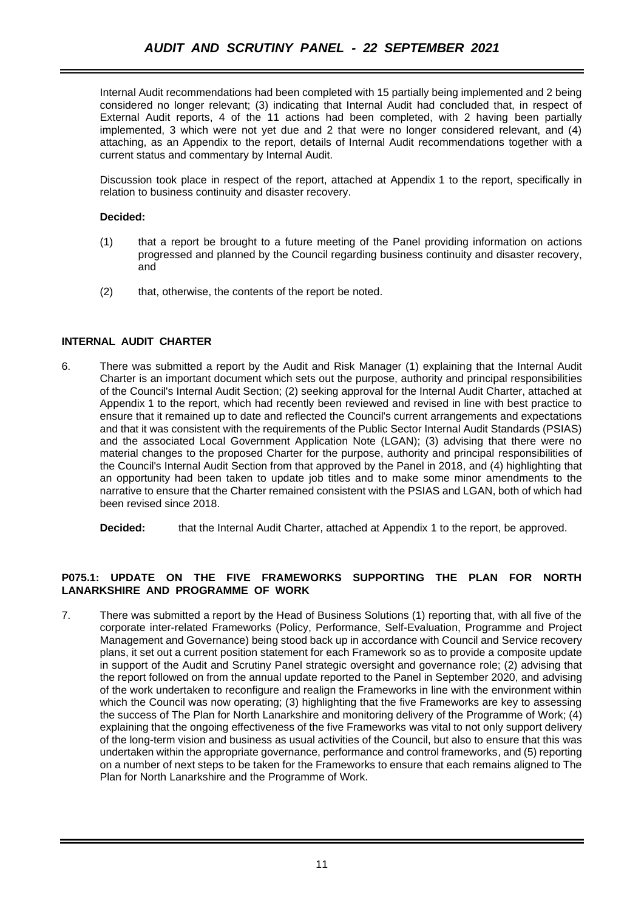Internal Audit recommendations had been completed with 15 partially being implemented and 2 being considered no longer relevant; (3) indicating that Internal Audit had concluded that, in respect of External Audit reports, 4 of the 11 actions had been completed, with 2 having been partially implemented, 3 which were not yet due and 2 that were no longer considered relevant, and (4) attaching, as an Appendix to the report, details of Internal Audit recommendations together with a current status and commentary by Internal Audit.

Discussion took place in respect of the report, attached at Appendix 1 to the report, specifically in relation to business continuity and disaster recovery.

**Decided:**

(1) that a report be brought to a future meeting of the Panel providing information on actions progressed and planned by the Council regarding business continuity and disaster recovery, and

(2) that, otherwise, the contents of the report be noted.

## INTERNAL AUDIT CHARTER

6. There was submitted a report by the Audit and Risk Manager (1) explaining that the Internal Audit Charter is an important document which sets out the purpose, authority and principal responsibilities of the Council's Internal Audit Section; (2) seeking approval for the Internal Audit Charter, attached at Appendix 1 to the report, which had recently been reviewed and revised in line with best practice to ensure that it remained up to date and reflected the Council's current arrangements and expectations and that it was consistent with the requirements of the Public Sector Internal Audit Standards (PSIAS) and the associated Local Government Application Note (LGAN); (3) advising that there were no material changes to the proposed Charter for the purpose, authority and principal responsibilities of the Council's Internal Audit Section from that approved by the Panel in 2018, and (4) highlighting that an opportunity had been taken to update job titles and to make some minor amendments to the narrative to ensure that the Charter remained consistent with the PSIAS and LGAN, both of which had been revised since 2018.

**Decided:** that the Internal Audit Charter, attached at Appendix 1 to the report, be approved.

## P075.1: UPDATE ON THE FIVE FRAMEWORKS SUPPORTING THE PLAN FOR NORTH LANARKSHIRE AND PROGRAMME OF WORK

7. There was submitted a report by the Head of Business Solutions (1) reporting that, with all five of the corporate inter-related Frameworks (Policy, Performance, Self-Evaluation, Programme and Project Management and Governance) being stood back up in accordance with Council and Service recovery plans, it set out a current position statement for each Framework so as to provide a composite update in support of the Audit and Scrutiny Panel strategic oversight and governance role; (2) advising that the report followed on from the annual update reported to the Panel in September 2020, and advising of the work undertaken to reconfigure and realign the Frameworks in line with the environment within which the Council was now operating; (3) highlighting that the five Frameworks are key to assessing the success of The Plan for North Lanarkshire and monitoring delivery of the Programme of Work; (4) explaining that the ongoing effectiveness of the five Frameworks was vital to not only support delivery of the long-term vision and business as usual activities of the Council, but also to ensure that this was undertaken within the appropriate governance, performance and control frameworks, and (5) reporting on a number of next steps to be taken for the Frameworks to ensure that each remains aligned to The Plan for North Lanarkshire and the Programme of Work.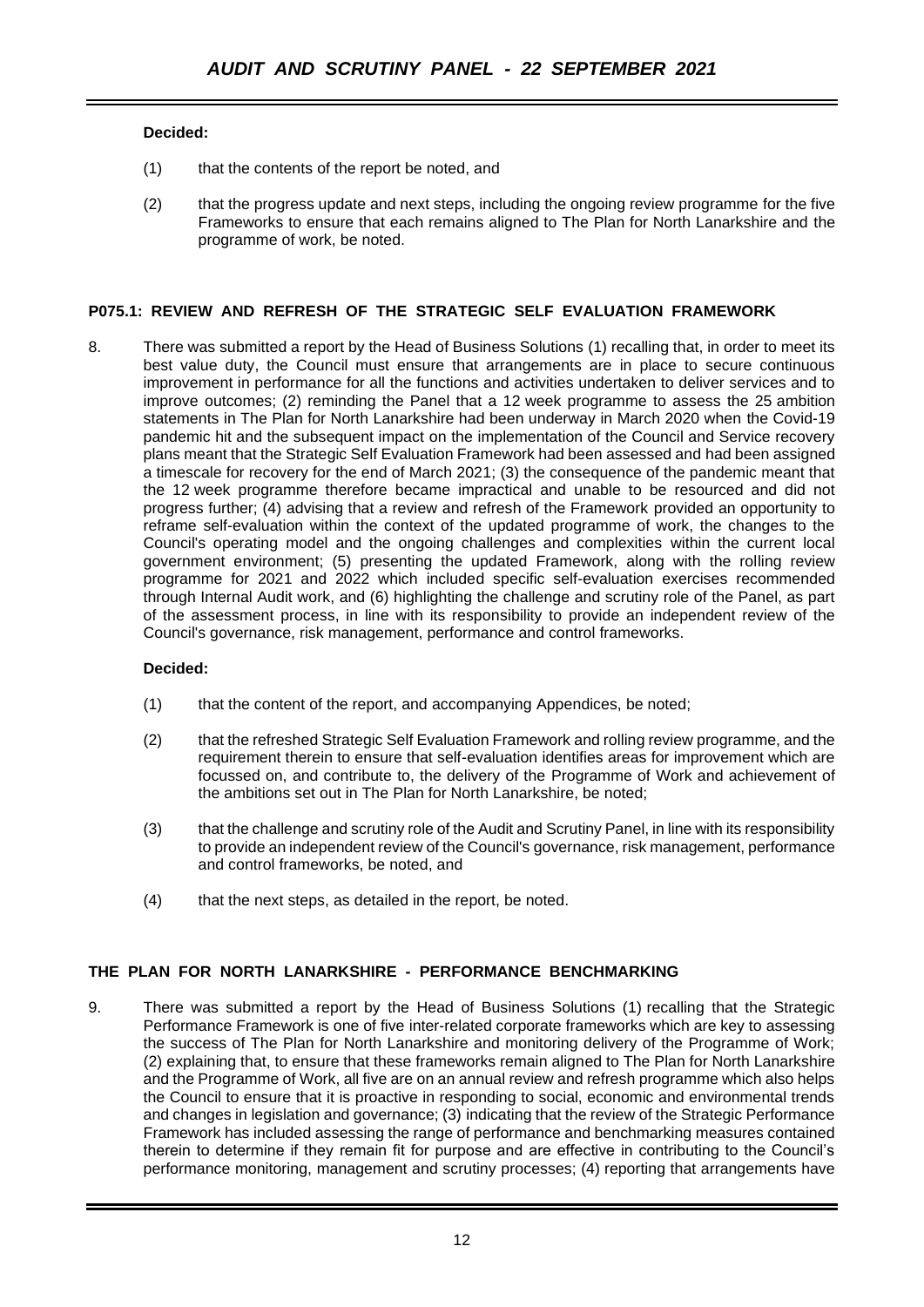**Decided:**

(1) that the contents of the report be noted, and

(2) that the progress update and next steps, including the ongoing review programme for the five Frameworks to ensure that each remains aligned to The Plan for North Lanarkshire and the programme of work, be noted.

## P075.1: REVIEW AND REFRESH OF THE STRATEGIC SELF EVALUATION FRAMEWORK

8. There was submitted a report by the Head of Business Solutions (1) recalling that, in order to meet its best value duty, the Council must ensure that arrangements are in place to secure continuous improvement in performance for all the functions and activities undertaken to deliver services and to improve outcomes; (2) reminding the Panel that a 12 week programme to assess the 25 ambition statements in The Plan for North Lanarkshire had been underway in March 2020 when the Covid-19 pandemic hit and the subsequent impact on the implementation of the Council and Service recovery plans meant that the Strategic Self Evaluation Framework had been assessed and had been assigned a timescale for recovery for the end of March 2021; (3) the consequence of the pandemic meant that the 12 week programme therefore became impractical and unable to be resourced and did not progress further; (4) advising that a review and refresh of the Framework provided an opportunity to reframe self-evaluation within the context of the updated programme of work, the changes to the Council's operating model and the ongoing challenges and complexities within the current local government environment; (5) presenting the updated Framework, along with the rolling review programme for 2021 and 2022 which included specific self-evaluation exercises recommended through Internal Audit work, and (6) highlighting the challenge and scrutiny role of the Panel, as part of the assessment process, in line with its responsibility to provide an independent review of the Council's governance, risk management, performance and control frameworks.

**Decided:**

(1) that the content of the report, and accompanying Appendices, be noted;

(2) that the refreshed Strategic Self Evaluation Framework and rolling review programme, and the requirement therein to ensure that self-evaluation identifies areas for improvement which are focussed on, and contribute to, the delivery of the Programme of Work and achievement of the ambitions set out in The Plan for North Lanarkshire, be noted;

(3) that the challenge and scrutiny role of the Audit and Scrutiny Panel, in line with its responsibility to provide an independent review of the Council's governance, risk management, performance and control frameworks, be noted, and

(4) that the next steps, as detailed in the report, be noted.

## THE PLAN FOR NORTH LANARKSHIRE - PERFORMANCE BENCHMARKING

9. There was submitted a report by the Head of Business Solutions (1) recalling that the Strategic Performance Framework is one of five inter-related corporate frameworks which are key to assessing the success of The Plan for North Lanarkshire and monitoring delivery of the Programme of Work; (2) explaining that, to ensure that these frameworks remain aligned to The Plan for North Lanarkshire and the Programme of Work, all five are on an annual review and refresh programme which also helps the Council to ensure that it is proactive in responding to social, economic and environmental trends and changes in legislation and governance; (3) indicating that the review of the Strategic Performance Framework has included assessing the range of performance and benchmarking measures contained therein to determine if they remain fit for purpose and are effective in contributing to the Council's performance monitoring, management and scrutiny processes; (4) reporting that arrangements have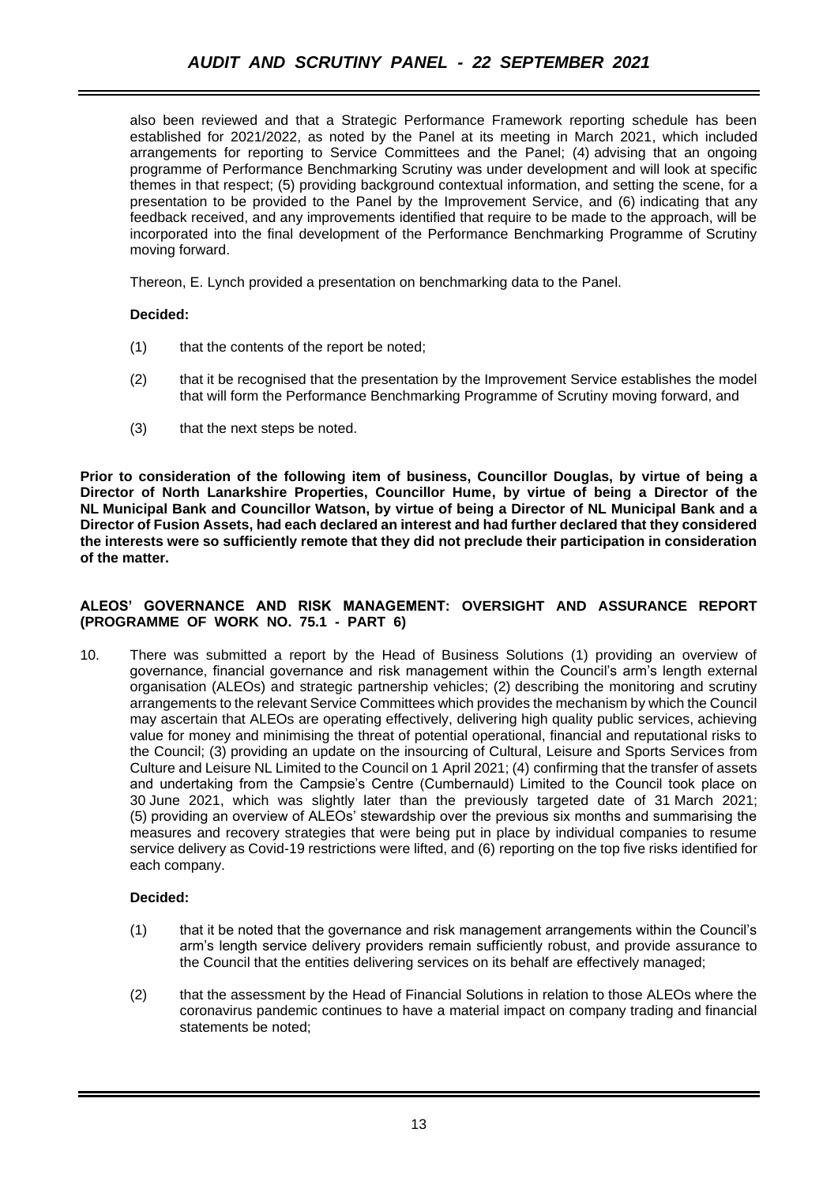also been reviewed and that a Strategic Performance Framework reporting schedule has been established for 2021/2022, as noted by the Panel at its meeting in March 2021, which included arrangements for reporting to Service Committees and the Panel; (4) advising that an ongoing programme of Performance Benchmarking Scrutiny was under development and will look at specific themes in that respect; (5) providing background contextual information, and setting the scene, for a presentation to be provided to the Panel by the Improvement Service, and (6) indicating that any feedback received, and any improvements identified that require to be made to the approach, will be incorporated into the final development of the Performance Benchmarking Programme of Scrutiny moving forward.

Thereon, E. Lynch provided a presentation on benchmarking data to the Panel.

**Decided:**

(1) that the contents of the report be noted;

(2) that it be recognised that the presentation by the Improvement Service establishes the model that will form the Performance Benchmarking Programme of Scrutiny moving forward, and

(3) that the next steps be noted.

**Prior to consideration of the following item of business, Councillor Douglas, by virtue of being a Director of North Lanarkshire Properties, Councillor Hume, by virtue of being a Director of the NL Municipal Bank and Councillor Watson, by virtue of being a Director of NL Municipal Bank and a Director of Fusion Assets, had each declared an interest and had further declared that they considered the interests were so sufficiently remote that they did not preclude their participation in consideration of the matter.**

**ALEOS' GOVERNANCE AND RISK MANAGEMENT: OVERSIGHT AND ASSURANCE REPORT (PROGRAMME OF WORK NO. 75.1 - PART 6)**

10. There was submitted a report by the Head of Business Solutions (1) providing an overview of governance, financial governance and risk management within the Council's arm's length external organisation (ALEOs) and strategic partnership vehicles; (2) describing the monitoring and scrutiny arrangements to the relevant Service Committees which provides the mechanism by which the Council may ascertain that ALEOs are operating effectively, delivering high quality public services, achieving value for money and minimising the threat of potential operational, financial and reputational risks to the Council; (3) providing an update on the insourcing of Cultural, Leisure and Sports Services from Culture and Leisure NL Limited to the Council on 1 April 2021; (4) confirming that the transfer of assets and undertaking from the Campsie's Centre (Cumbernauld) Limited to the Council took place on 30 June 2021, which was slightly later than the previously targeted date of 31 March 2021; (5) providing an overview of ALEOs' stewardship over the previous six months and summarising the measures and recovery strategies that were being put in place by individual companies to resume service delivery as Covid-19 restrictions were lifted, and (6) reporting on the top five risks identified for each company.

**Decided:**

(1) that it be noted that the governance and risk management arrangements within the Council's arm's length service delivery providers remain sufficiently robust, and provide assurance to the Council that the entities delivering services on its behalf are effectively managed;

(2) that the assessment by the Head of Financial Solutions in relation to those ALEOs where the coronavirus pandemic continues to have a material impact on company trading and financial statements be noted;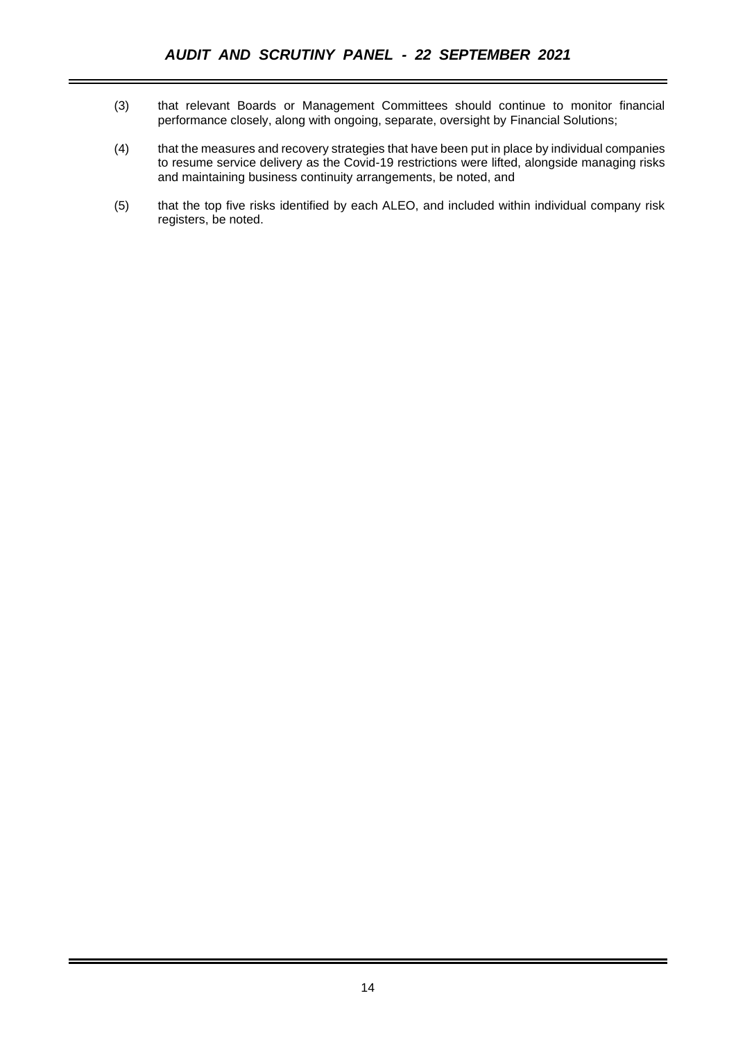(3) that relevant Boards or Management Committees should continue to monitor financial performance closely, along with ongoing, separate, oversight by Financial Solutions;

(4) that the measures and recovery strategies that have been put in place by individual companies to resume service delivery as the Covid-19 restrictions were lifted, alongside managing risks and maintaining business continuity arrangements, be noted, and

(5) that the top five risks identified by each ALEO, and included within individual company risk registers, be noted.